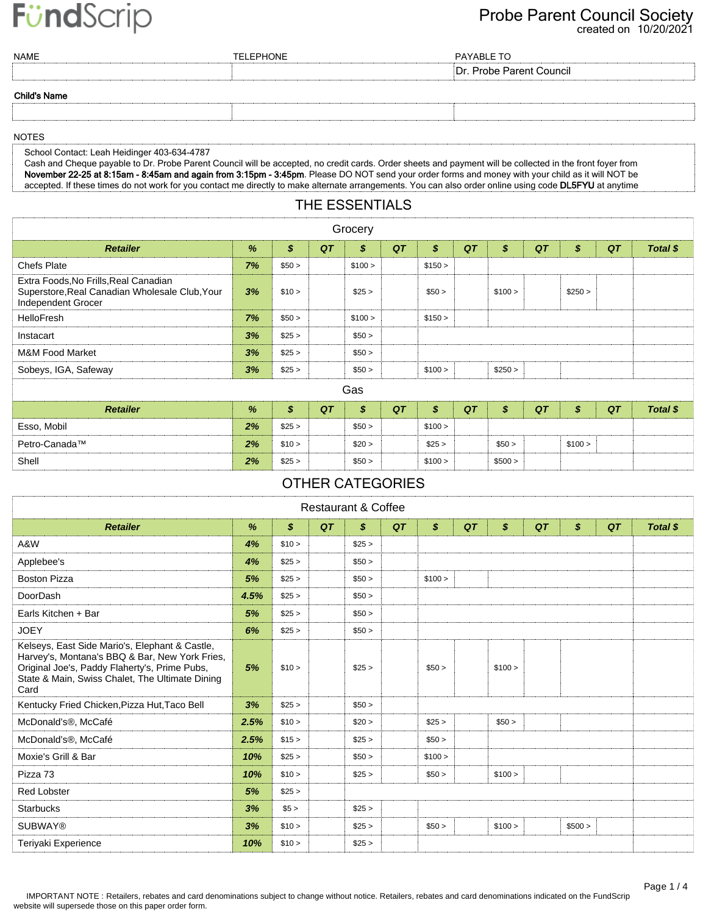FundScrip

# Probe Parent Council Society

created on 10/20/2021

| NAME | TELEPHONE | PAYABLE TO |
|---|---|---|
| | | Dr. Probe Parent Council |

**Child's Name**

| | | |
|---|---|---|
| | | |

NOTES

School Contact: Leah Heidinger 403-634-4787
Cash and Cheque payable to Dr. Probe Parent Council will be accepted, no credit cards. Order sheets and payment will be collected in the front foyer from **November 22-25 at 8:15am - 8:45am and again from 3:15pm - 3:45pm**. Please DO NOT send your order forms and money with your child as it will NOT be accepted. If these times do not work for you contact me directly to make alternate arrangements. You can also order online using code **DL5FYU** at anytime

## THE ESSENTIALS

### Grocery

| Retailer | % | $ | QT | $ | QT | $ | QT | $ | QT | $ | QT | Total $ |
|---|---|---|---|---|---|---|---|---|---|---|---|---|
| Chefs Plate | 7% | $50 > | | $100 > | | $150 > | | | | | | |
| Extra Foods,No Frills,Real Canadian Superstore,Real Canadian Wholesale Club,Your Independent Grocer | 3% | $10 > | | $25 > | | $50 > | | $100 > | | $250 > | | |
| HelloFresh | 7% | $50 > | | $100 > | | $150 > | | | | | | |
| Instacart | 3% | $25 > | | $50 > | | | | | | | | |
| M&M Food Market | 3% | $25 > | | $50 > | | | | | | | | |
| Sobeys, IGA, Safeway | 3% | $25 > | | $50 > | | $100 > | | $250 > | | | | |

### Gas

| Retailer | % | $ | QT | $ | QT | $ | QT | $ | QT | $ | QT | Total $ |
|---|---|---|---|---|---|---|---|---|---|---|---|---|
| Esso, Mobil | 2% | $25 > | | $50 > | | $100 > | | | | | | |
| Petro-Canada™ | 2% | $10 > | | $20 > | | $25 > | | $50 > | | $100 > | | |
| Shell | 2% | $25 > | | $50 > | | $100 > | | $500 > | | | | |

## OTHER CATEGORIES

### Restaurant & Coffee

| Retailer | % | $ | QT | $ | QT | $ | QT | $ | QT | $ | QT | Total $ |
|---|---|---|---|---|---|---|---|---|---|---|---|---|
| A&W | 4% | $10 > | | $25 > | | | | | | | | |
| Applebee's | 4% | $25 > | | $50 > | | | | | | | | |
| Boston Pizza | 5% | $25 > | | $50 > | | $100 > | | | | | | |
| DoorDash | 4.5% | $25 > | | $50 > | | | | | | | | |
| Earls Kitchen + Bar | 5% | $25 > | | $50 > | | | | | | | | |
| JOEY | 6% | $25 > | | $50 > | | | | | | | | |
| Kelseys, East Side Mario's, Elephant & Castle, Harvey's, Montana's BBQ & Bar, New York Fries, Original Joe's, Paddy Flaherty's, Prime Pubs, State & Main, Swiss Chalet, The Ultimate Dining Card | 5% | $10 > | | $25 > | | $50 > | | $100 > | | | | |
| Kentucky Fried Chicken,Pizza Hut,Taco Bell | 3% | $25 > | | $50 > | | | | | | | | |
| McDonald's®, McCafé | 2.5% | $10 > | | $20 > | | $25 > | | $50 > | | | | |
| McDonald's®, McCafé | 2.5% | $15 > | | $25 > | | $50 > | | | | | | |
| Moxie's Grill & Bar | 10% | $25 > | | $50 > | | $100 > | | | | | | |
| Pizza 73 | 10% | $10 > | | $25 > | | $50 > | | $100 > | | | | |
| Red Lobster | 5% | $25 > | | | | | | | | | | |
| Starbucks | 3% | $5 > | | $25 > | | | | | | | | |
| SUBWAY® | 3% | $10 > | | $25 > | | $50 > | | $100 > | | $500 > | | |
| Teriyaki Experience | 10% | $10 > | | $25 > | | | | | | | | |

IMPORTANT NOTE : Retailers, rebates and card denominations subject to change without notice. Retailers, rebates and card denominations indicated on the FundScrip website will supersede those on this paper order form.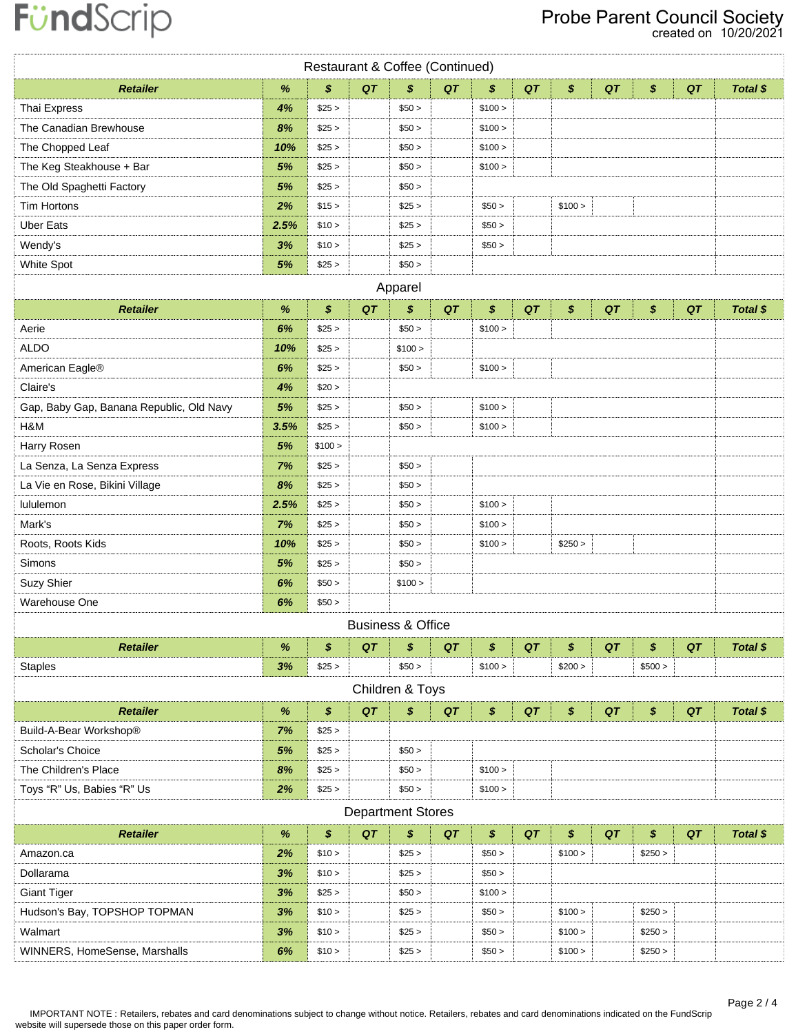FundScrip

Probe Parent Council Society
created on 10/20/2021

## Restaurant & Coffee (Continued)

| Retailer | % | $ | QT | $ | QT | $ | QT | $ | QT | $ | QT | Total $ |
|---|---|---|---|---|---|---|---|---|---|---|---|---|
| Thai Express | 4% | $25 > | | $50 > | | $100 > | | | | | | |
| The Canadian Brewhouse | 8% | $25 > | | $50 > | | $100 > | | | | | | |
| The Chopped Leaf | 10% | $25 > | | $50 > | | $100 > | | | | | | |
| The Keg Steakhouse + Bar | 5% | $25 > | | $50 > | | $100 > | | | | | | |
| The Old Spaghetti Factory | 5% | $25 > | | $50 > | | | | | | | | |
| Tim Hortons | 2% | $15 > | | $25 > | | $50 > | | $100 > | | | | |
| Uber Eats | 2.5% | $10 > | | $25 > | | $50 > | | | | | | |
| Wendy's | 3% | $10 > | | $25 > | | $50 > | | | | | | |
| White Spot | 5% | $25 > | | $50 > | | | | | | | | |

## Apparel

| Retailer | % | $ | QT | $ | QT | $ | QT | $ | QT | $ | QT | Total $ |
|---|---|---|---|---|---|---|---|---|---|---|---|---|
| Aerie | 6% | $25 > | | $50 > | | $100 > | | | | | | |
| ALDO | 10% | $25 > | | $100 > | | | | | | | | |
| American Eagle® | 6% | $25 > | | $50 > | | $100 > | | | | | | |
| Claire's | 4% | $20 > | | | | | | | | | | |
| Gap, Baby Gap, Banana Republic, Old Navy | 5% | $25 > | | $50 > | | $100 > | | | | | | |
| H&M | 3.5% | $25 > | | $50 > | | $100 > | | | | | | |
| Harry Rosen | 5% | $100 > | | | | | | | | | | |
| La Senza, La Senza Express | 7% | $25 > | | $50 > | | | | | | | | |
| La Vie en Rose, Bikini Village | 8% | $25 > | | $50 > | | | | | | | | |
| lululemon | 2.5% | $25 > | | $50 > | | $100 > | | | | | | |
| Mark's | 7% | $25 > | | $50 > | | $100 > | | | | | | |
| Roots, Roots Kids | 10% | $25 > | | $50 > | | $100 > | | $250 > | | | | |
| Simons | 5% | $25 > | | $50 > | | | | | | | | |
| Suzy Shier | 6% | $50 > | | $100 > | | | | | | | | |
| Warehouse One | 6% | $50 > | | | | | | | | | | |

## Business & Office

| Retailer | % | $ | QT | $ | QT | $ | QT | $ | QT | $ | QT | Total $ |
|---|---|---|---|---|---|---|---|---|---|---|---|---|
| Staples | 3% | $25 > | | $50 > | | $100 > | | $200 > | | $500 > | | |

## Children & Toys

| Retailer | % | $ | QT | $ | QT | $ | QT | $ | QT | $ | QT | Total $ |
|---|---|---|---|---|---|---|---|---|---|---|---|---|
| Build-A-Bear Workshop® | 7% | $25 > | | | | | | | | | | |
| Scholar's Choice | 5% | $25 > | | $50 > | | | | | | | | |
| The Children's Place | 8% | $25 > | | $50 > | | $100 > | | | | | | |
| Toys “R” Us, Babies “R” Us | 2% | $25 > | | $50 > | | $100 > | | | | | | |

## Department Stores

| Retailer | % | $ | QT | $ | QT | $ | QT | $ | QT | $ | QT | Total $ |
|---|---|---|---|---|---|---|---|---|---|---|---|---|
| Amazon.ca | 2% | $10 > | | $25 > | | $50 > | | $100 > | | $250 > | | |
| Dollarama | 3% | $10 > | | $25 > | | $50 > | | | | | | |
| Giant Tiger | 3% | $25 > | | $50 > | | $100 > | | | | | | |
| Hudson's Bay, TOPSHOP TOPMAN | 3% | $10 > | | $25 > | | $50 > | | $100 > | | $250 > | | |
| Walmart | 3% | $10 > | | $25 > | | $50 > | | $100 > | | $250 > | | |
| WINNERS, HomeSense, Marshalls | 6% | $10 > | | $25 > | | $50 > | | $100 > | | $250 > | | |

IMPORTANT NOTE : Retailers, rebates and card denominations subject to change without notice. Retailers, rebates and card denominations indicated on the FundScrip website will supersede those on this paper order form.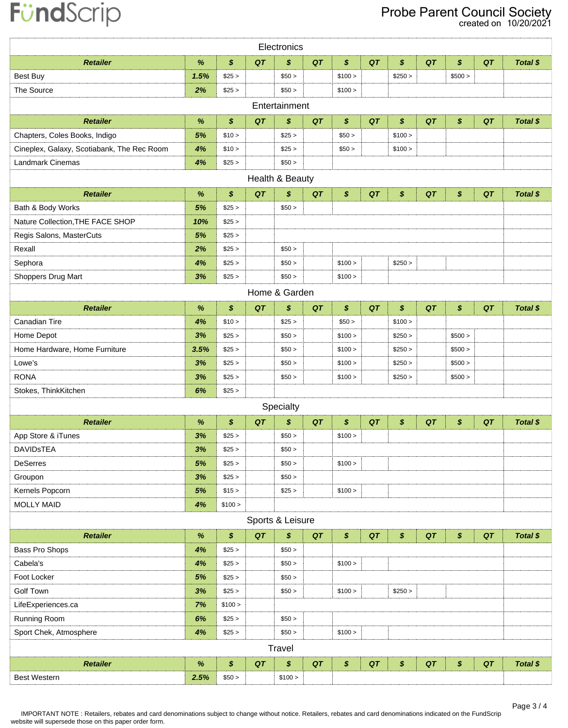FündScrip

Probe Parent Council Society
created on 10/20/2021

## Electronics

| Retailer | % | $ | QT | $ | QT | $ | QT | $ | QT | $ | QT | Total $ |
|---|---|---|---|---|---|---|---|---|---|---|---|---|
| Best Buy | 1.5% | $25 > | | $50 > | | $100 > | | $250 > | | $500 > | | |
| The Source | 2% | $25 > | | $50 > | | $100 > | | | | | | |

## Entertainment

| Retailer | % | $ | QT | $ | QT | $ | QT | $ | QT | $ | QT | Total $ |
|---|---|---|---|---|---|---|---|---|---|---|---|---|
| Chapters, Coles Books, Indigo | 5% | $10 > | | $25 > | | $50 > | | $100 > | | | | |
| Cineplex, Galaxy, Scotiabank, The Rec Room | 4% | $10 > | | $25 > | | $50 > | | $100 > | | | | |
| Landmark Cinemas | 4% | $25 > | | $50 > | | | | | | | | |

## Health & Beauty

| Retailer | % | $ | QT | $ | QT | $ | QT | $ | QT | $ | QT | Total $ |
|---|---|---|---|---|---|---|---|---|---|---|---|---|
| Bath & Body Works | 5% | $25 > | | $50 > | | | | | | | | |
| Nature Collection,THE FACE SHOP | 10% | $25 > | | | | | | | | | | |
| Regis Salons, MasterCuts | 5% | $25 > | | | | | | | | | | |
| Rexall | 2% | $25 > | | $50 > | | | | | | | | |
| Sephora | 4% | $25 > | | $50 > | | $100 > | | $250 > | | | | |
| Shoppers Drug Mart | 3% | $25 > | | $50 > | | $100 > | | | | | | |

## Home & Garden

| Retailer | % | $ | QT | $ | QT | $ | QT | $ | QT | $ | QT | Total $ |
|---|---|---|---|---|---|---|---|---|---|---|---|---|
| Canadian Tire | 4% | $10 > | | $25 > | | $50 > | | $100 > | | | | |
| Home Depot | 3% | $25 > | | $50 > | | $100 > | | $250 > | | $500 > | | |
| Home Hardware, Home Furniture | 3.5% | $25 > | | $50 > | | $100 > | | $250 > | | $500 > | | |
| Lowe's | 3% | $25 > | | $50 > | | $100 > | | $250 > | | $500 > | | |
| RONA | 3% | $25 > | | $50 > | | $100 > | | $250 > | | $500 > | | |
| Stokes, ThinkKitchen | 6% | $25 > | | | | | | | | | | |

## Specialty

| Retailer | % | $ | QT | $ | QT | $ | QT | $ | QT | $ | QT | Total $ |
|---|---|---|---|---|---|---|---|---|---|---|---|---|
| App Store & iTunes | 3% | $25 > | | $50 > | | $100 > | | | | | | |
| DAVIDsTEA | 3% | $25 > | | $50 > | | | | | | | | |
| DeSerres | 5% | $25 > | | $50 > | | $100 > | | | | | | |
| Groupon | 3% | $25 > | | $50 > | | | | | | | | |
| Kernels Popcorn | 5% | $15 > | | $25 > | | $100 > | | | | | | |
| MOLLY MAID | 4% | $100 > | | | | | | | | | | |

## Sports & Leisure

| Retailer | % | $ | QT | $ | QT | $ | QT | $ | QT | $ | QT | Total $ |
|---|---|---|---|---|---|---|---|---|---|---|---|---|
| Bass Pro Shops | 4% | $25 > | | $50 > | | | | | | | | |
| Cabela's | 4% | $25 > | | $50 > | | $100 > | | | | | | |
| Foot Locker | 5% | $25 > | | $50 > | | | | | | | | |
| Golf Town | 3% | $25 > | | $50 > | | $100 > | | $250 > | | | | |
| LifeExperiences.ca | 7% | $100 > | | | | | | | | | | |
| Running Room | 6% | $25 > | | $50 > | | | | | | | | |
| Sport Chek, Atmosphere | 4% | $25 > | | $50 > | | $100 > | | | | | | |

## Travel

| Retailer | % | $ | QT | $ | QT | $ | QT | $ | QT | $ | QT | Total $ |
|---|---|---|---|---|---|---|---|---|---|---|---|---|
| Best Western | 2.5% | $50 > | | $100 > | | | | | | | | |

IMPORTANT NOTE : Retailers, rebates and card denominations subject to change without notice. Retailers, rebates and card denominations indicated on the FundScrip website will supersede those on this paper order form.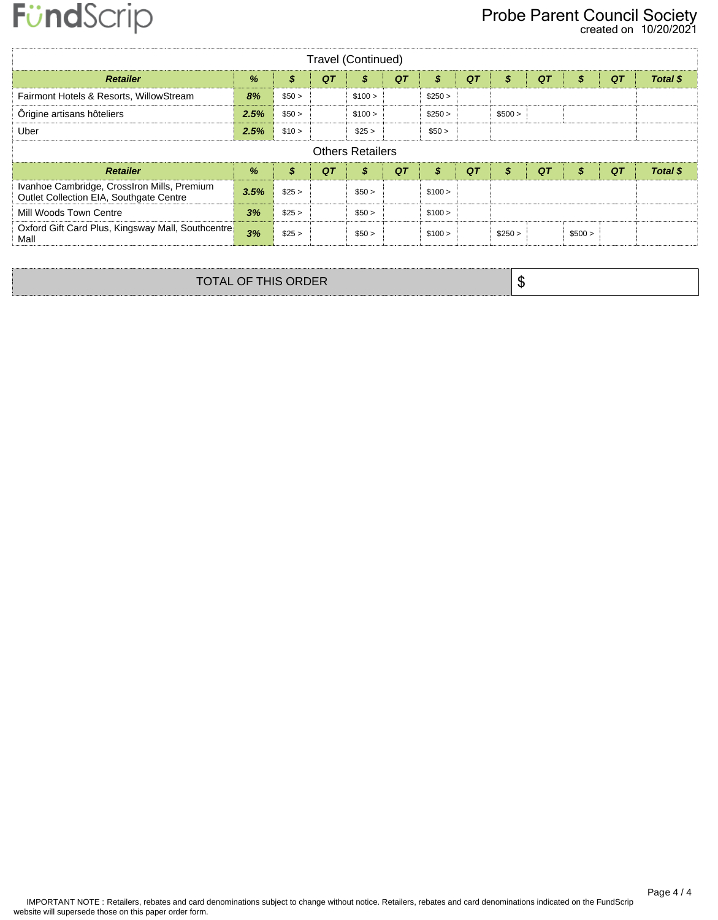FündScrip

Probe Parent Council Society
created on 10/20/2021

## Travel (Continued)

| Retailer | % | $ | QT | $ | QT | $ | QT | $ | QT | $ | QT | Total $ |
|---|---|---|---|---|---|---|---|---|---|---|---|---|
| Fairmont Hotels & Resorts, WillowStream | 8% | $50 > | | $100 > | | $250 > | | | | | | |
| Ôrigine artisans hôteliers | 2.5% | $50 > | | $100 > | | $250 > | | $500 > | | | | |
| Uber | 2.5% | $10 > | | $25 > | | $50 > | | | | | | |

## Others Retailers

| Retailer | % | $ | QT | $ | QT | $ | QT | $ | QT | $ | QT | Total $ |
|---|---|---|---|---|---|---|---|---|---|---|---|---|
| Ivanhoe Cambridge, CrossIron Mills, Premium Outlet Collection EIA, Southgate Centre | 3.5% | $25 > | | $50 > | | $100 > | | | | | | |
| Mill Woods Town Centre | 3% | $25 > | | $50 > | | $100 > | | | | | | |
| Oxford Gift Card Plus, Kingsway Mall, Southcentre Mall | 3% | $25 > | | $50 > | | $100 > | | $250 > | | $500 > | | |

| TOTAL OF THIS ORDER | $ |
|---|---|

IMPORTANT NOTE : Retailers, rebates and card denominations subject to change without notice. Retailers, rebates and card denominations indicated on the FundScrip website will supersede those on this paper order form.